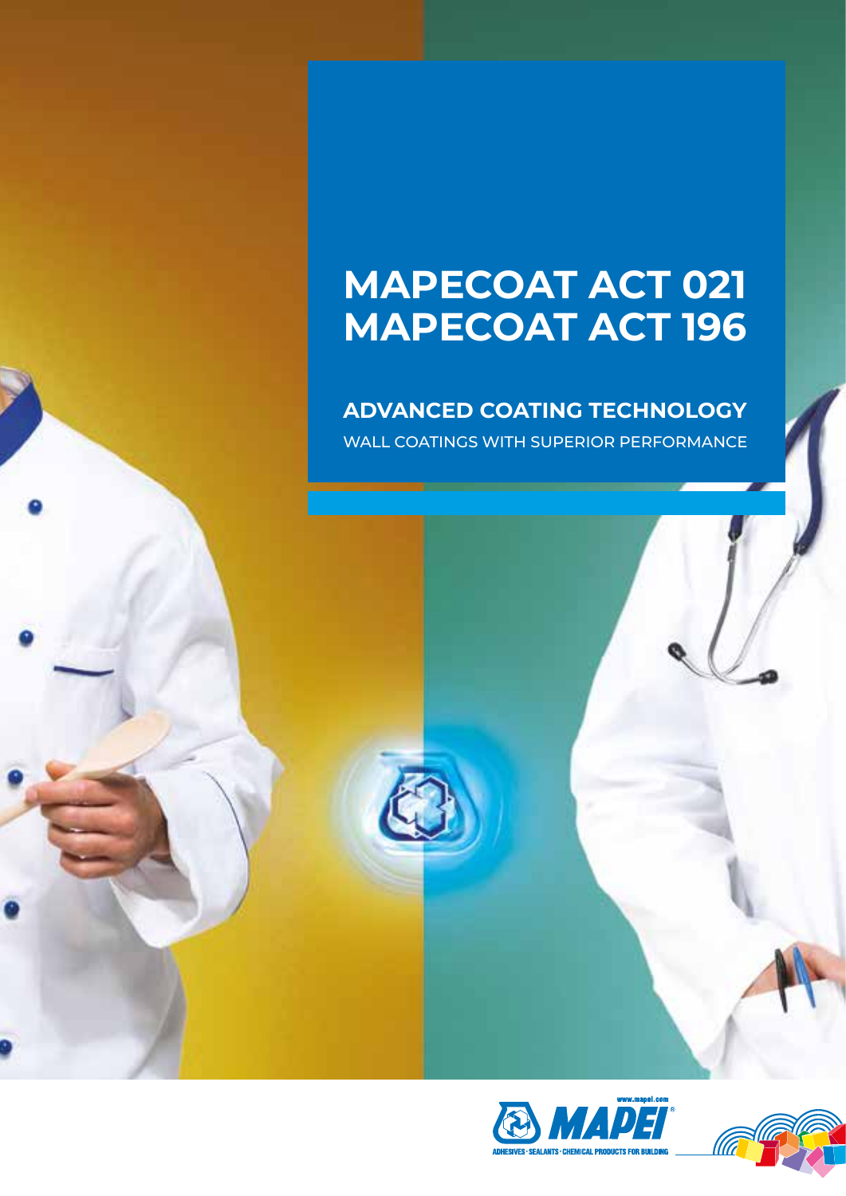# MAPECOAT ACT 021
# MAPECOAT ACT 196

## ADVANCED COATING TECHNOLOGY

WALL COATINGS WITH SUPERIOR PERFORMANCE

www.mapei.com

MAPEI

ADHESIVES · SEALANTS · CHEMICAL PRODUCTS FOR BUILDING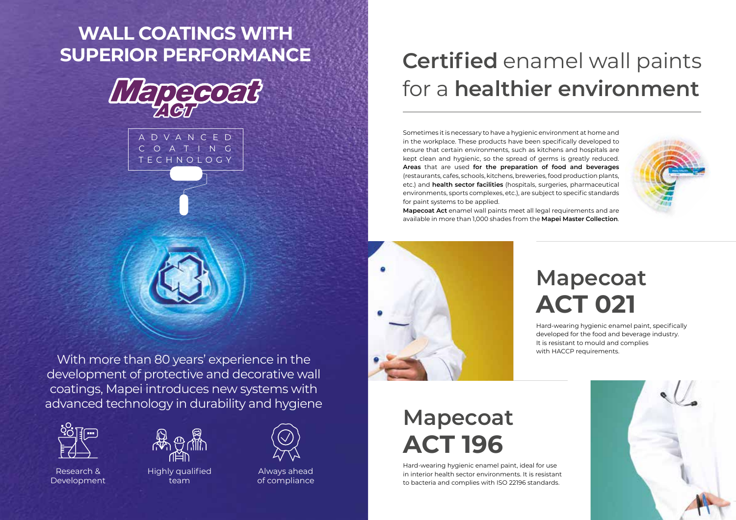# WALL COATINGS WITH SUPERIOR PERFORMANCE

**Mapecoat ACT**

ADVANCED COATING TECHNOLOGY

With more than 80 years' experience in the development of protective and decorative wall coatings, Mapei introduces new systems with advanced technology in durability and hygiene

Research & Development

Highly qualified team

Always ahead of compliance

# **Certified** enamel wall paints for a **healthier environment**

Sometimes it is necessary to have a hygienic environment at home and in the workplace. These products have been specifically developed to ensure that certain environments, such as kitchens and hospitals are kept clean and hygienic, so the spread of germs is greatly reduced. **Areas** that are used **for the preparation of food and beverages** (restaurants, cafes, schools, kitchens, breweries, food production plants, etc.) and **health sector facilities** (hospitals, surgeries, pharmaceutical environments, sports complexes, etc.), are subject to specific standards for paint systems to be applied.

**Mapecoat Act** enamel wall paints meet all legal requirements and are available in more than 1,000 shades from the **Mapei Master Collection**.

## Mapecoat **ACT 021**

Hard-wearing hygienic enamel paint, specifically developed for the food and beverage industry. It is resistant to mould and complies with HACCP requirements.

## Mapecoat **ACT 196**

Hard-wearing hygienic enamel paint, ideal for use in interior health sector environments. It is resistant to bacteria and complies with ISO 22196 standards.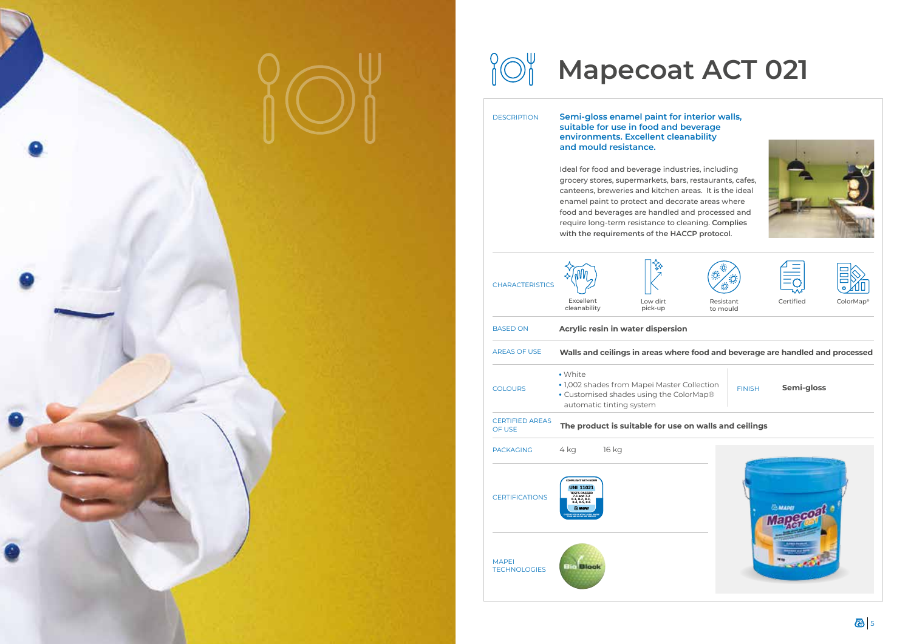# Mapecoat ACT 021

**DESCRIPTION**

**Semi-gloss enamel paint for interior walls, suitable for use in food and beverage environments. Excellent cleanability and mould resistance.**

Ideal for food and beverage industries, including grocery stores, supermarkets, bars, restaurants, cafes, canteens, breweries and kitchen areas. It is the ideal enamel paint to protect and decorate areas where food and beverages are handled and processed and require long-term resistance to cleaning. **Complies with the requirements of the HACCP protocol**.

**CHARACTERISTICS**

- Excellent cleanability
- Low dirt pick-up
- Resistant to mould
- Certified
- ColorMap®

**BASED ON**

**Acrylic resin in water dispersion**

**AREAS OF USE**

**Walls and ceilings in areas where food and beverage are handled and processed**

**COLOURS**

- White
- 1,002 shades from Mapei Master Collection
- Customised shades using the ColorMap® automatic tinting system

**FINISH**

**Semi-gloss**

**CERTIFIED AREAS OF USE**

**The product is suitable for use on walls and ceilings**

**PACKAGING**

4 kg 16 kg

**CERTIFICATIONS**

COMPLIANT WITH NORM UNI 11021 — TESTS PASSED 7.1 and 7.2, 8.1, 8.2, 8.3, 8.4, 8.5, 8.6

**MAPEI TECHNOLOGIES**

BioBlock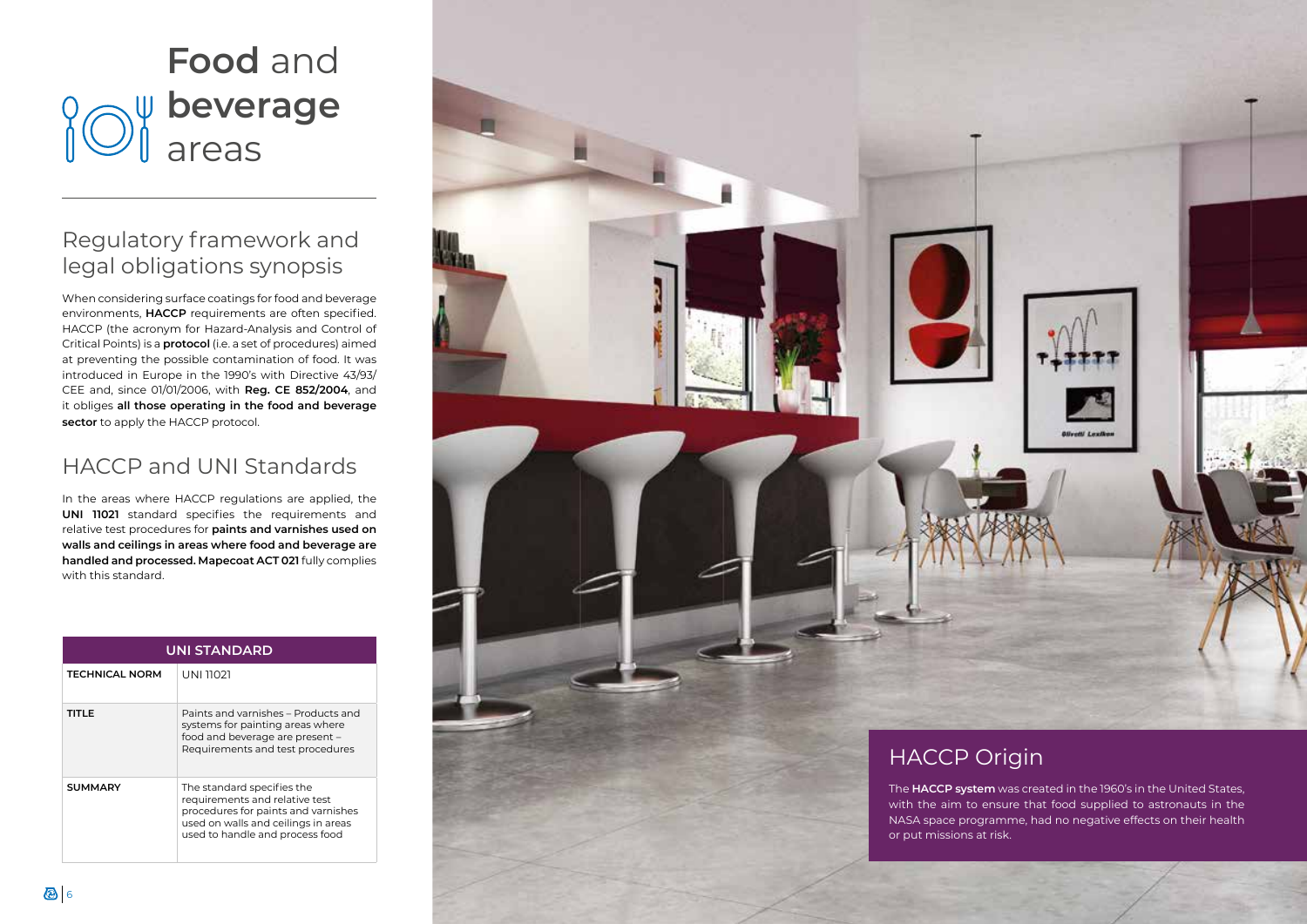# **Food** and **beverage** areas

## Regulatory framework and legal obligations synopsis

When considering surface coatings for food and beverage environments, **HACCP** requirements are often specified. HACCP (the acronym for Hazard-Analysis and Control of Critical Points) is a **protocol** (i.e. a set of procedures) aimed at preventing the possible contamination of food. It was introduced in Europe in the 1990's with Directive 43/93/CEE and, since 01/01/2006, with **Reg. CE 852/2004**, and it obliges **all those operating in the food and beverage sector** to apply the HACCP protocol.

## HACCP and UNI Standards

In the areas where HACCP regulations are applied, the **UNI 11021** standard specifies the requirements and relative test procedures for **paints and varnishes used on walls and ceilings in areas where food and beverage are handled and processed. Mapecoat ACT 021** fully complies with this standard.

| UNI STANDARD | |
|---|---|
| **TECHNICAL NORM** | UNI 11021 |
| **TITLE** | Paints and varnishes – Products and systems for painting areas where food and beverage are present – Requirements and test procedures |
| **SUMMARY** | The standard specifies the requirements and relative test procedures for paints and varnishes used on walls and ceilings in areas used to handle and process food |

## HACCP Origin

The **HACCP system** was created in the 1960's in the United States, with the aim to ensure that food supplied to astronauts in the NASA space programme, had no negative effects on their health or put missions at risk.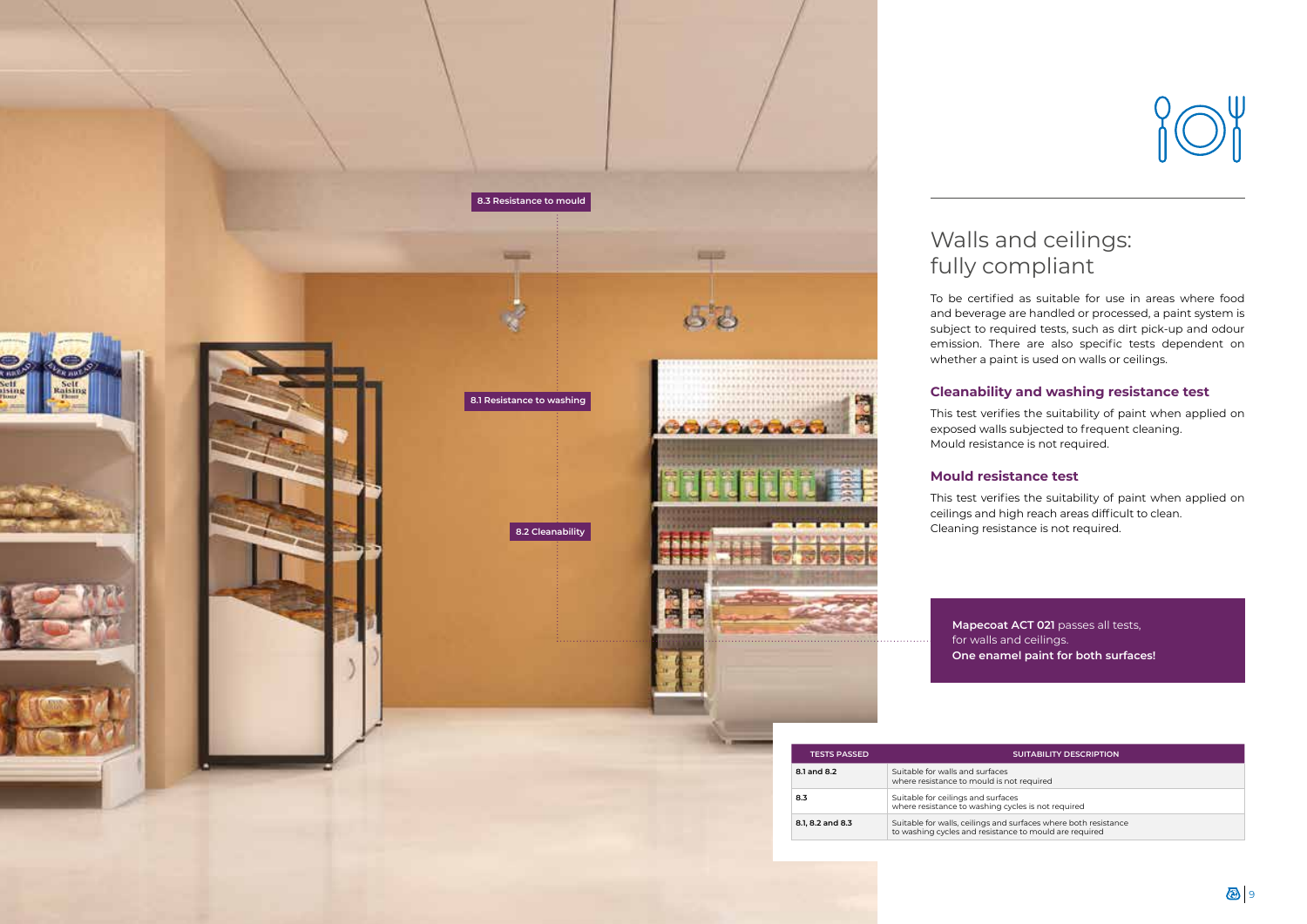8.3 Resistance to mould

8.1 Resistance to washing

8.2 Cleanability

## Walls and ceilings: fully compliant

To be certified as suitable for use in areas where food and beverage are handled or processed, a paint system is subject to required tests, such as dirt pick-up and odour emission. There are also specific tests dependent on whether a paint is used on walls or ceilings.

### Cleanability and washing resistance test

This test verifies the suitability of paint when applied on exposed walls subjected to frequent cleaning.
Mould resistance is not required.

### Mould resistance test

This test verifies the suitability of paint when applied on ceilings and high reach areas difficult to clean.
Cleaning resistance is not required.

**Mapecoat ACT 021** passes all tests, for walls and ceilings.
**One enamel paint for both surfaces!**

| TESTS PASSED | SUITABILITY DESCRIPTION |
|---|---|
| 8.1 and 8.2 | Suitable for walls and surfaces where resistance to mould is not required |
| 8.3 | Suitable for ceilings and surfaces where resistance to washing cycles is not required |
| 8.1, 8.2 and 8.3 | Suitable for walls, ceilings and surfaces where both resistance to washing cycles and resistance to mould are required |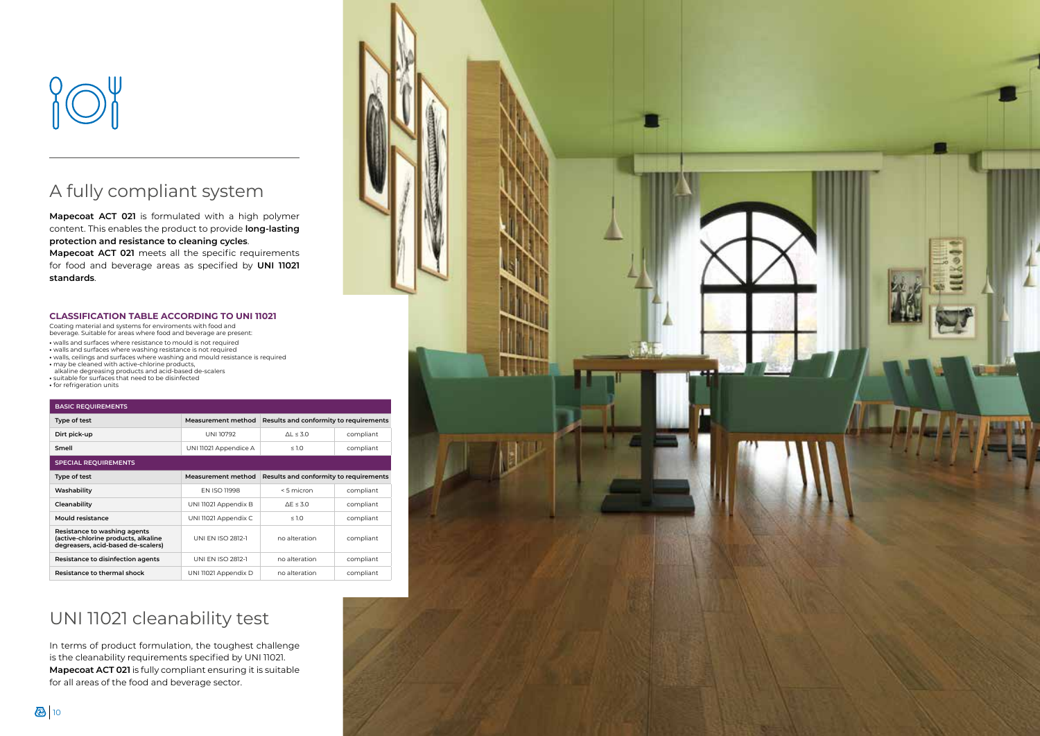## A fully compliant system

**Mapecoat ACT 021** is formulated with a high polymer content. This enables the product to provide **long-lasting protection and resistance to cleaning cycles**.

**Mapecoat ACT 021** meets all the specific requirements for food and beverage areas as specified by **UNI 11021 standards**.

### CLASSIFICATION TABLE ACCORDING TO UNI 11021

Coating material and systems for enviroments with food and beverage. Suitable for areas where food and beverage are present:

- walls and surfaces where resistance to mould is not required
- walls and surfaces where washing resistance is not required
- walls, ceilings and surfaces where washing and mould resistance is required
- may be cleaned with active-chlorine products, alkaline degreasing products and acid-based de-scalers
- suitable for surfaces that need to be disinfected
- for refrigeration units

| BASIC REQUIREMENTS | | | |
|---|---|---|---|
| **Type of test** | **Measurement method** | **Results and conformity to requirements** | |
| **Dirt pick-up** | UNI 10792 | ΔL ≤ 3.0 | compliant |
| **Smell** | UNI 11021 Appendice A | ≤ 1.0 | compliant |
| **SPECIAL REQUIREMENTS** | | | |
| **Type of test** | **Measurement method** | **Results and conformity to requirements** | |
| **Washability** | EN ISO 11998 | < 5 micron | compliant |
| **Cleanability** | UNI 11021 Appendix B | ΔE ≤ 3.0 | compliant |
| **Mould resistance** | UNI 11021 Appendix C | ≤ 1.0 | compliant |
| **Resistance to washing agents (active-chlorine products, alkaline degreasers, acid-based de-scalers)** | UNI EN ISO 2812-1 | no alteration | compliant |
| **Resistance to disinfection agents** | UNI EN ISO 2812-1 | no alteration | compliant |
| **Resistance to thermal shock** | UNI 11021 Appendix D | no alteration | compliant |

## UNI 11021 cleanability test

In terms of product formulation, the toughest challenge is the cleanability requirements specified by UNI 11021. **Mapecoat ACT 021** is fully compliant ensuring it is suitable for all areas of the food and beverage sector.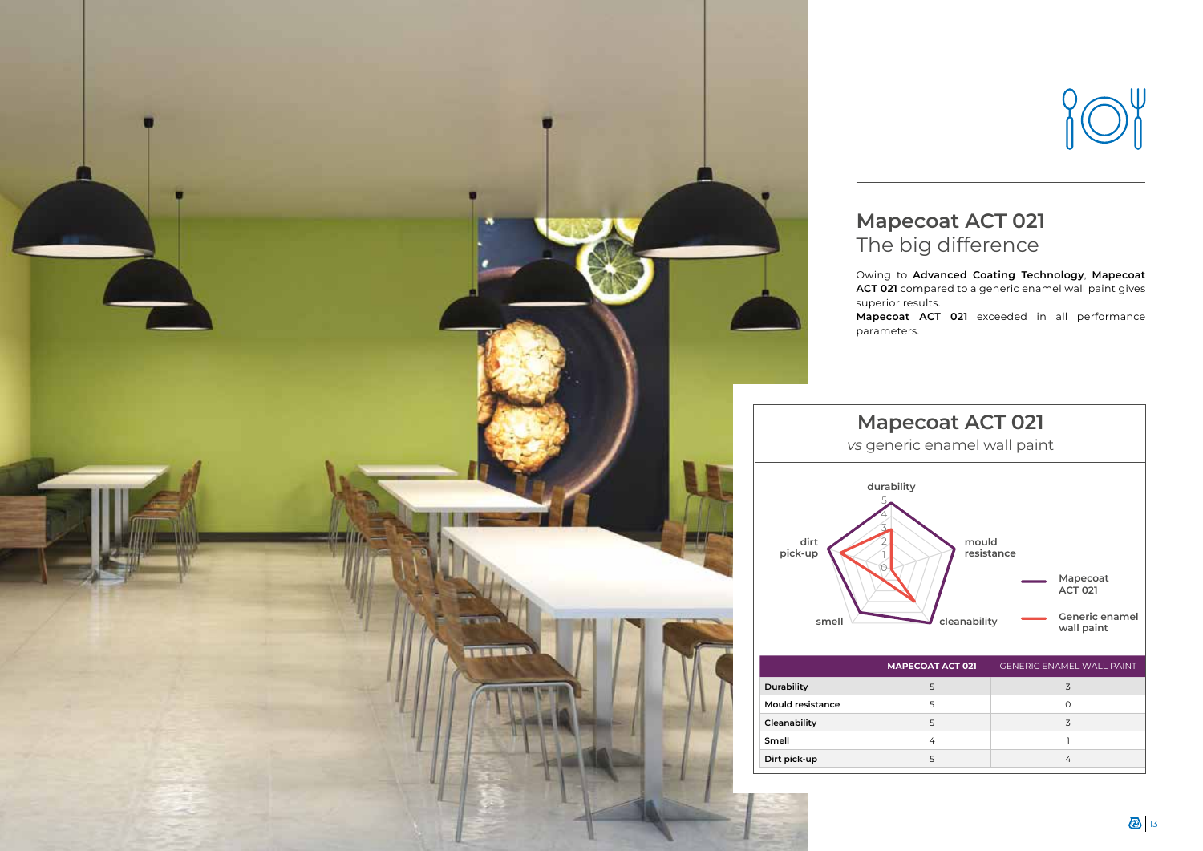## Mapecoat ACT 021
The big difference

Owing to **Advanced Coating Technology**, **Mapecoat ACT 021** compared to a generic enamel wall paint gives superior results.
**Mapecoat ACT 021** exceeded in all performance parameters.

### Mapecoat ACT 021
*vs* generic enamel wall paint

| | MAPECOAT ACT 021 | GENERIC ENAMEL WALL PAINT |
|---|---|---|
| **Durability** | 5 | 3 |
| **Mould resistance** | 5 | 0 |
| **Cleanability** | 5 | 3 |
| **Smell** | 4 | 1 |
| **Dirt pick-up** | 5 | 4 |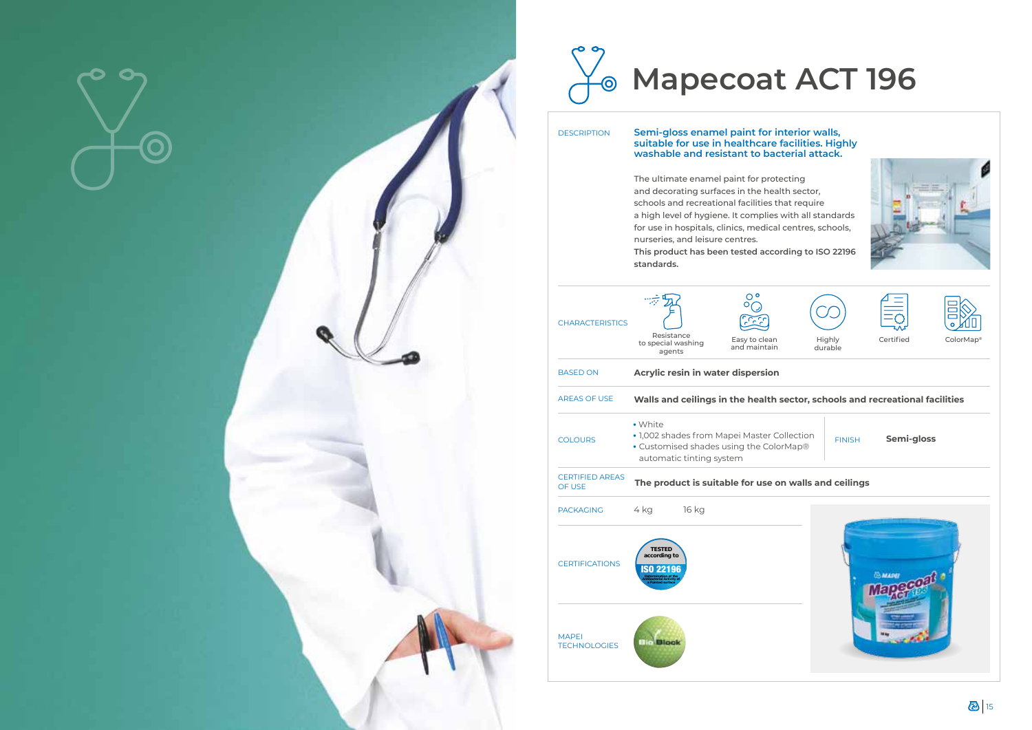# Mapecoat ACT 196

| | |
|---|---|
| DESCRIPTION | **Semi-gloss enamel paint for interior walls, suitable for use in healthcare facilities. Highly washable and resistant to bacterial attack.**<br><br>The ultimate enamel paint for protecting and decorating surfaces in the health sector, schools and recreational facilities that require a high level of hygiene. It complies with all standards for use in hospitals, clinics, medical centres, schools, nurseries, and leisure centres.<br>**This product has been tested according to ISO 22196 standards.** |
| CHARACTERISTICS | Resistance to special washing agents; Easy to clean and maintain; Highly durable; Certified; ColorMap® |
| BASED ON | **Acrylic resin in water dispersion** |
| AREAS OF USE | **Walls and ceilings in the health sector, schools and recreational facilities** |
| COLOURS | • White<br>• 1,002 shades from Mapei Master Collection<br>• Customised shades using the ColorMap® automatic tinting system |
| FINISH | **Semi-gloss** |
| CERTIFIED AREAS OF USE | **The product is suitable for use on walls and ceilings** |
| PACKAGING | 4 kg / 16 kg |
| CERTIFICATIONS | TESTED according to ISO 22196 |
| MAPEI TECHNOLOGIES | BioBlock |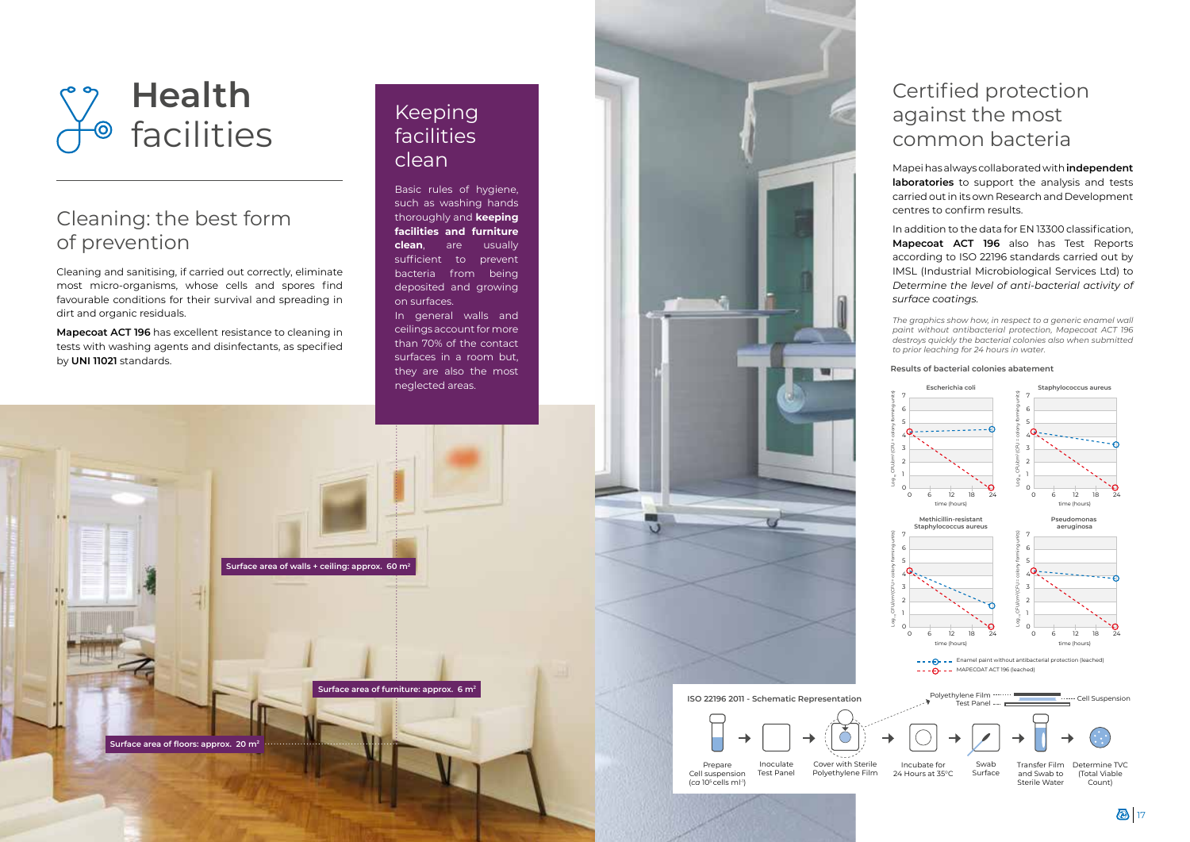# Health facilities

## Cleaning: the best form of prevention

Cleaning and sanitising, if carried out correctly, eliminate most micro-organisms, whose cells and spores find favourable conditions for their survival and spreading in dirt and organic residuals.

**Mapecoat ACT 196** has excellent resistance to cleaning in tests with washing agents and disinfectants, as specified by **UNI 11021** standards.

## Keeping facilities clean

Basic rules of hygiene, such as washing hands thoroughly and **keeping facilities and furniture clean**, are usually sufficient to prevent bacteria from being deposited and growing on surfaces.

In general walls and ceilings account for more than 70% of the contact surfaces in a room but, they are also the most neglected areas.

Surface area of walls + ceiling: approx. 60 m²

Surface area of furniture: approx. 6 m²

Surface area of floors: approx. 20 m²

## Certified protection against the most common bacteria

Mapei has always collaborated with **independent laboratories** to support the analysis and tests carried out in its own Research and Development centres to confirm results.

In addition to the data for EN 13300 classification, **Mapecoat ACT 196** also has Test Reports according to ISO 22196 standards carried out by IMSL (Industrial Microbiological Services Ltd) to *Determine the level of anti-bacterial activity of surface coatings.*

*The graphics show how, in respect to a generic enamel wall paint without antibacterial protection, Mapecoat ACT 196 destroys quickly the bacterial colonies also when submitted to prior leaching for 24 hours in water.*

**Results of bacterial colonies abatement**

Escherichia coli — Staphylococcus aureus — Methicillin-resistant Staphylococcus aureus — Pseudomonas aeruginosa

(Y axis: $Log_{10}$ CFU/cm² (CFU = colony forming units); X axis: time (hours), 0–24)

- Enamel paint without antibacterial protection (leached)
- MAPECOAT ACT 196 (leached)

**ISO 22196 2011 - Schematic Representation**

Prepare Cell suspension (*ca* 10⁵ cells ml⁻¹) → Inoculate Test Panel → Cover with Sterile Polyethylene Film (Polyethylene Film, Cell Suspension, Test Panel) → Incubate for 24 Hours at 35°C → Swab Surface → Transfer Film and Swab to Sterile Water → Determine TVC (Total Viable Count)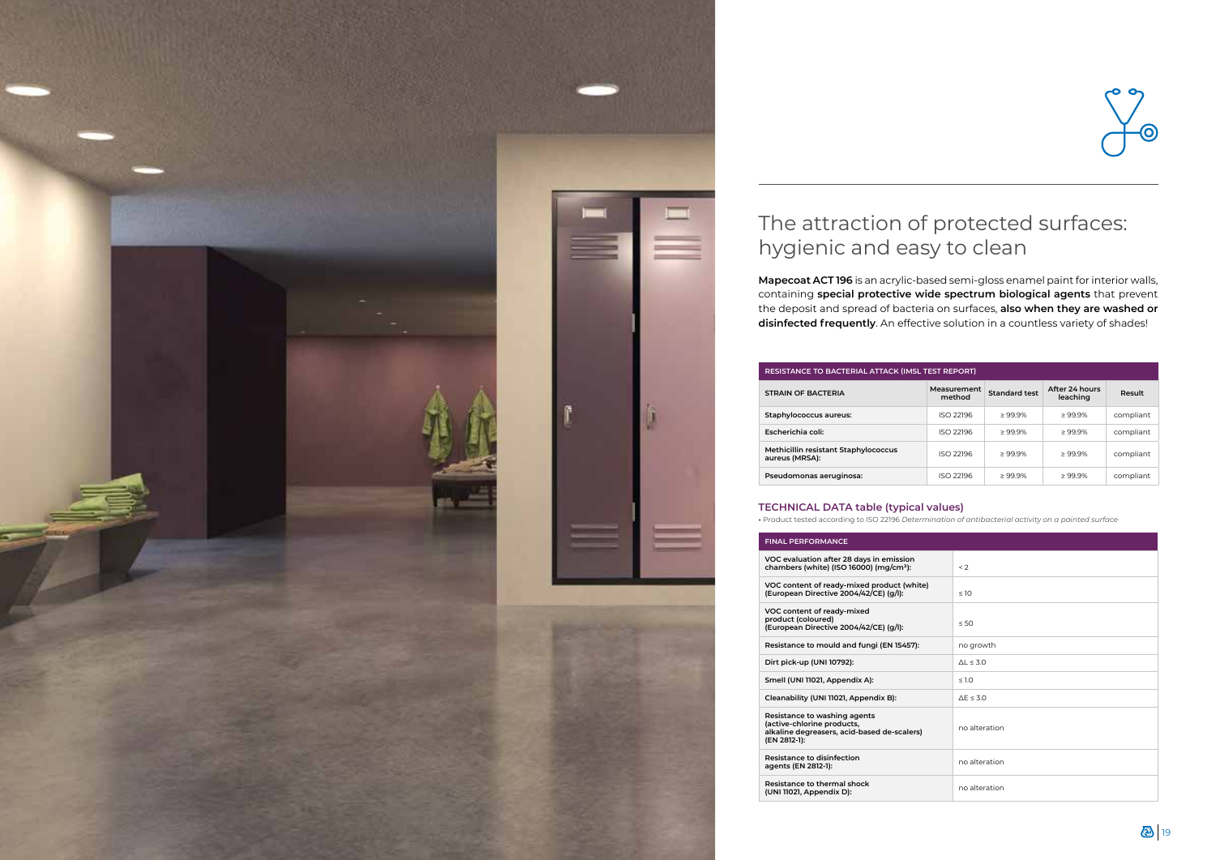## The attraction of protected surfaces: hygienic and easy to clean

**Mapecoat ACT 196** is an acrylic-based semi-gloss enamel paint for interior walls, containing **special protective wide spectrum biological agents** that prevent the deposit and spread of bacteria on surfaces, **also when they are washed or disinfected frequently**. An effective solution in a countless variety of shades!

| RESISTANCE TO BACTERIAL ATTACK (IMSL TEST REPORT) | | | | |
|---|---|---|---|---|
| STRAIN OF BACTERIA | Measurement method | Standard test | After 24 hours leaching | Result |
| Staphylococcus aureus: | ISO 22196 | ≥ 99.9% | ≥ 99.9% | compliant |
| Escherichia coli: | ISO 22196 | ≥ 99.9% | ≥ 99.9% | compliant |
| Methicillin resistant Staphylococcus aureus (MRSA): | ISO 22196 | ≥ 99.9% | ≥ 99.9% | compliant |
| Pseudomonas aeruginosa: | ISO 22196 | ≥ 99.9% | ≥ 99.9% | compliant |

### TECHNICAL DATA table (typical values)

• Product tested according to ISO 22196 *Determination of antibacterial activity on a painted surface*

| FINAL PERFORMANCE | |
|---|---|
| VOC evaluation after 28 days in emission chambers (white) (ISO 16000) (mg/cm³): | < 2 |
| VOC content of ready-mixed product (white) (European Directive 2004/42/CE) (g/l): | ≤ 10 |
| VOC content of ready-mixed product (coloured) (European Directive 2004/42/CE) (g/l): | ≤ 50 |
| Resistance to mould and fungi (EN 15457): | no growth |
| Dirt pick-up (UNI 10792): | ΔL ≤ 3.0 |
| Smell (UNI 11021, Appendix A): | ≤ 1.0 |
| Cleanability (UNI 11021, Appendix B): | ΔE ≤ 3.0 |
| Resistance to washing agents (active-chlorine products, alkaline degreasers, acid-based de-scalers) (EN 2812-1): | no alteration |
| Resistance to disinfection agents (EN 2812-1): | no alteration |
| Resistance to thermal shock (UNI 11021, Appendix D): | no alteration |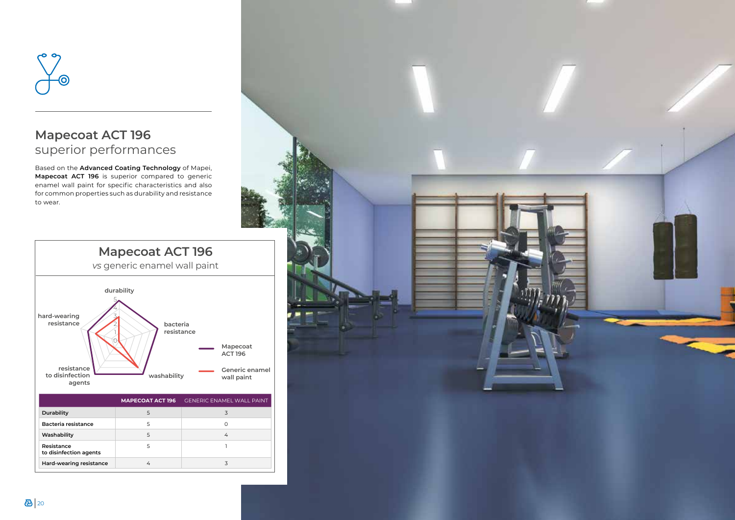## Mapecoat ACT 196
superior performances

Based on the **Advanced Coating Technology** of Mapei, **Mapecoat ACT 196** is superior compared to generic enamel wall paint for specific characteristics and also for common properties such as durability and resistance to wear.

### Mapecoat ACT 196
*vs* generic enamel wall paint

| | MAPECOAT ACT 196 | GENERIC ENAMEL WALL PAINT |
|---|---|---|
| **Durability** | 5 | 3 |
| **Bacteria resistance** | 5 | 0 |
| **Washability** | 5 | 4 |
| **Resistance to disinfection agents** | 5 | 1 |
| **Hard-wearing resistance** | 4 | 3 |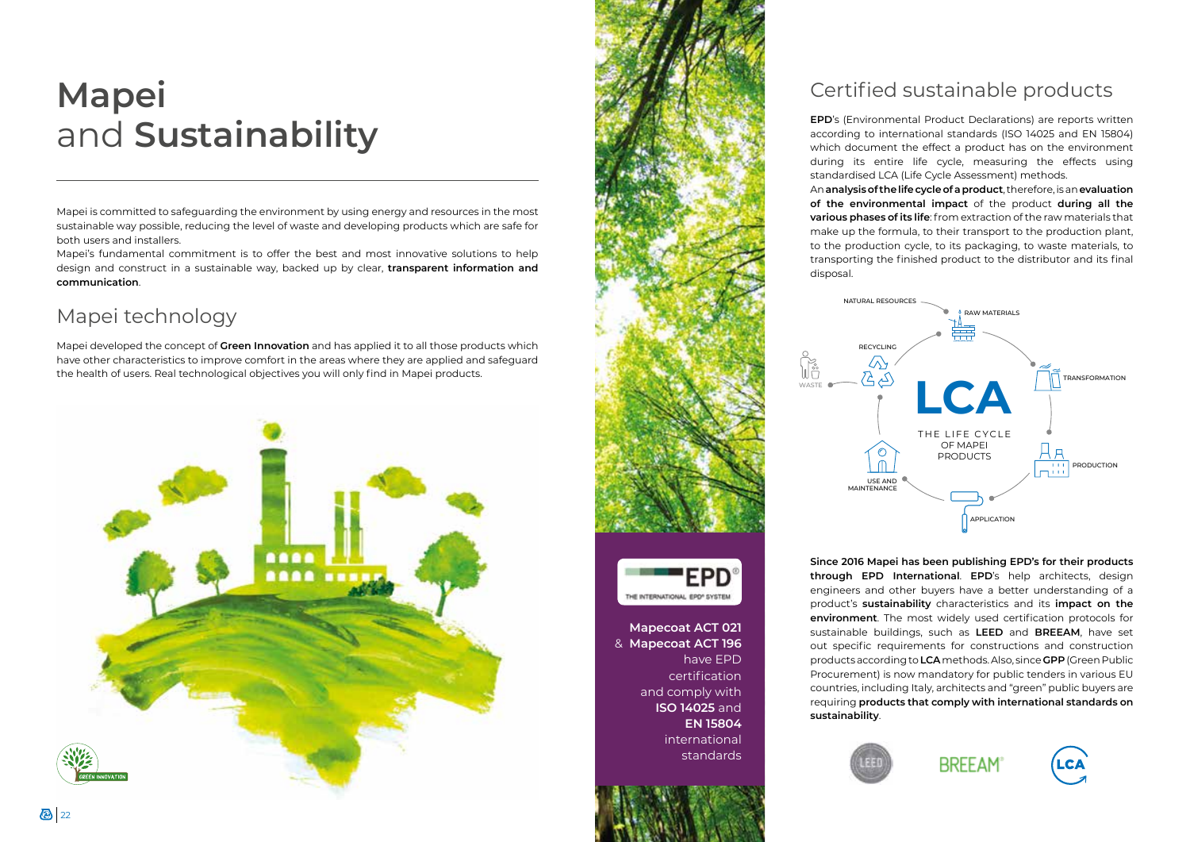# Mapei and Sustainability

Mapei is committed to safeguarding the environment by using energy and resources in the most sustainable way possible, reducing the level of waste and developing products which are safe for both users and installers.

Mapei's fundamental commitment is to offer the best and most innovative solutions to help design and construct in a sustainable way, backed up by clear, **transparent information and communication**.

## Mapei technology

Mapei developed the concept of **Green Innovation** and has applied it to all those products which have other characteristics to improve comfort in the areas where they are applied and safeguard the health of users. Real technological objectives you will only find in Mapei products.

GREEN INNOVATION

**Mapecoat ACT 021** & **Mapecoat ACT 196** have EPD certification and comply with **ISO 14025** and **EN 15804** international standards

## Certified sustainable products

**EPD**'s (Environmental Product Declarations) are reports written according to international standards (ISO 14025 and EN 15804) which document the effect a product has on the environment during its entire life cycle, measuring the effects using standardised LCA (Life Cycle Assessment) methods.

An **analysis of the life cycle of a product**, therefore, is an **evaluation of the environmental impact** of the product **during all the various phases of its life**: from extraction of the raw materials that make up the formula, to their transport to the production plant, to the production cycle, to its packaging, to waste materials, to transporting the finished product to the distributor and its final disposal.

LCA – THE LIFE CYCLE OF MAPEI PRODUCTS: NATURAL RESOURCES, RAW MATERIALS, TRANSFORMATION, PRODUCTION, APPLICATION, USE AND MAINTENANCE, RECYCLING, WASTE

**Since 2016 Mapei has been publishing EPD's for their products through EPD International**. **EPD**'s help architects, design engineers and other buyers have a better understanding of a product's **sustainability** characteristics and its **impact on the environment**. The most widely used certification protocols for sustainable buildings, such as **LEED** and **BREEAM**, have set out specific requirements for constructions and construction products according to **LCA** methods. Also, since **GPP** (Green Public Procurement) is now mandatory for public tenders in various EU countries, including Italy, architects and "green" public buyers are requiring **products that comply with international standards on sustainability**.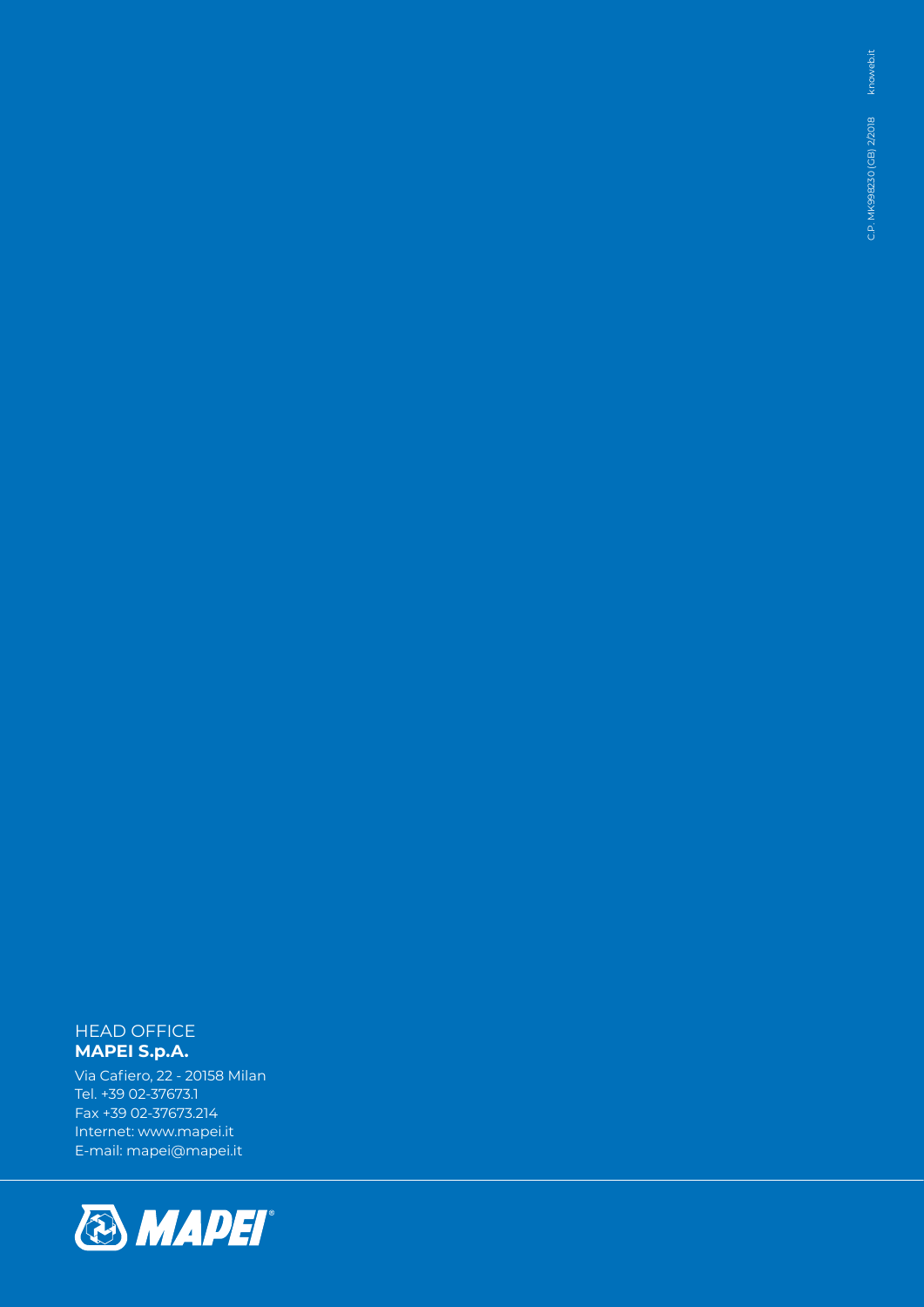HEAD OFFICE
**MAPEI S.p.A.**

Via Cafiero, 22 - 20158 Milan
Tel. +39 02-37673.1
Fax +39 02-37673.214
Internet: www.mapei.it
E-mail: mapei@mapei.it

C.P. MK998230 (GB) 2/2018 knoweb.it